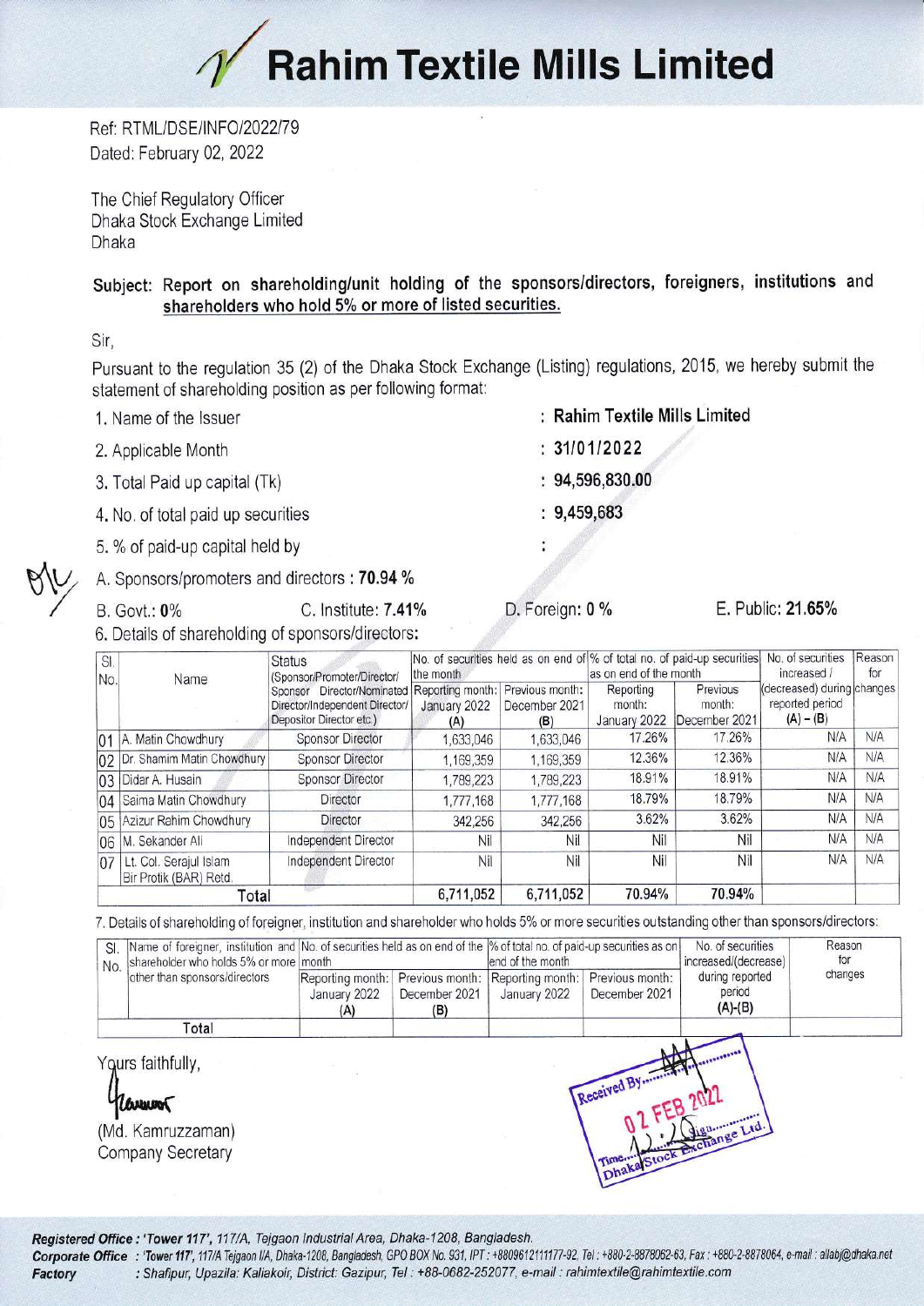# Rahim Textile Mills Limited

Ref: RTML/DSE/INFO/2022/79
Dated: February 02, 2022

The Chief Regulatory Officer
Dhaka Stock Exchange Limited
Dhaka

**Subject: Report on shareholding/unit holding of the sponsors/directors, foreigners, institutions and shareholders who hold 5% or more of listed securities.**

Sir,

Pursuant to the regulation 35 (2) of the Dhaka Stock Exchange (Listing) regulations, 2015, we hereby submit the statement of shareholding position as per following format:

1. Name of the Issuer : **Rahim Textile Mills Limited**
2. Applicable Month : **31/01/2022**
3. Total Paid up capital (Tk) : **94,596,830.00**
4. No. of total paid up securities : **9,459,683**
5. % of paid-up capital held by :

A. Sponsors/promoters and directors : **70.94 %**

B. Govt.: **0%** C. Institute: **7.41%** D. Foreign: **0 %** E. Public: **21.65%**

6. Details of shareholding of sponsors/directors:

| Sl. No. | Name | Status (Sponsor/Promoter/Director/ Sponsor Director/Nominated Director/Independent Director/ Depositor Director etc.) | No. of securities held as on end of the month | | % of total no. of paid-up securities as on end of the month | | No. of securities increased / (decreased) during reported period (A) – (B) | Reason for changes |
|---|---|---|---|---|---|---|---|---|
| | | | Reporting month: January 2022 (A) | Previous month: December 2021 (B) | Reporting month: January 2022 | Previous month: December 2021 | | |
| 01 | A. Matin Chowdhury | Sponsor Director | 1,633,046 | 1,633,046 | 17.26% | 17.26% | N/A | N/A |
| 02 | Dr. Shamim Matin Chowdhury | Sponsor Director | 1,169,359 | 1,169,359 | 12.36% | 12.36% | N/A | N/A |
| 03 | Didar A. Husain | Sponsor Director | 1,789,223 | 1,789,223 | 18.91% | 18.91% | N/A | N/A |
| 04 | Saima Matin Chowdhury | Director | 1,777,168 | 1,777,168 | 18.79% | 18.79% | N/A | N/A |
| 05 | Azizur Rahim Chowdhury | Director | 342,256 | 342,256 | 3.62% | 3.62% | N/A | N/A |
| 06 | M. Sekander Ali | Independent Director | Nil | Nil | Nil | Nil | N/A | N/A |
| 07 | Lt. Col. Serajul Islam Bir Protik (BAR) Retd. | Independent Director | Nil | Nil | Nil | Nil | N/A | N/A |
| | **Total** | | 6,711,052 | 6,711,052 | 70.94% | 70.94% | | |

7. Details of shareholding of foreigner, institution and shareholder who holds 5% or more securities outstanding other than sponsors/directors:

| Sl. No. | Name of foreigner, institution and shareholder who holds 5% or more other than sponsors/directors | No. of securities held as on end of the month | | % of total no. of paid-up securities as on end of the month | | No. of securities increased/(decrease) during reported period (A)-(B) | Reason for changes |
|---|---|---|---|---|---|---|---|
| | | Reporting month: January 2022 (A) | Previous month: December 2021 (B) | Reporting month: January 2022 | Previous month: December 2021 | | |
| | Total | | | | | | |

Yours faithfully,

(Md. Kamruzzaman)
Company Secretary

*Registered Office : 'Tower 117', 117/A, Tejgaon Industrial Area, Dhaka-1208, Bangladesh.*
*Corporate Office* : 'Tower 117', 117/A Tejgaon I/A, Dhaka-1208, Bangladesh, GPO BOX No. 931, IPT : +8809612111177-92, Tel : +880-2-8878062-63, Fax : +880-2-8878064, e-mail : allabj@dhaka.net
*Factory* : Shafipur, Upazila: Kaliakoir, District: Gazipur, Tel : +88-0682-252077, e-mail : rahimtextile@rahimtextile.com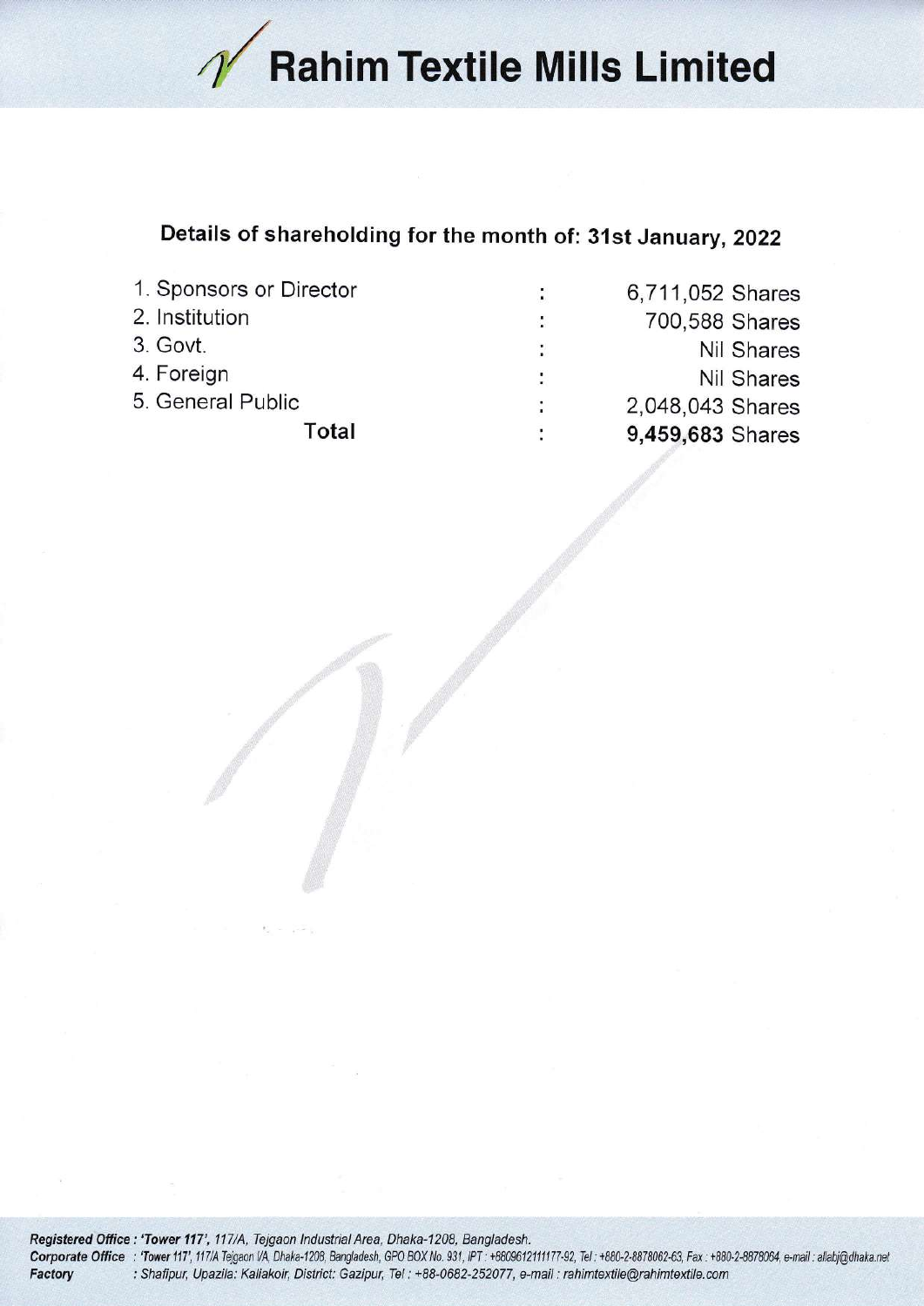# Rahim Textile Mills Limited

## Details of shareholding for the month of: 31st January, 2022

| | | |
|---|---|---|
| 1. Sponsors or Director | : | 6,711,052 Shares |
| 2. Institution | : | 700,588 Shares |
| 3. Govt. | : | Nil Shares |
| 4. Foreign | : | Nil Shares |
| 5. General Public | : | 2,048,043 Shares |
| **Total** | : | **9,459,683** Shares |

***Registered Office*** *: **'Tower 117'**, 117/A, Tejgaon Industrial Area, Dhaka-1208, Bangladesh.*

***Corporate Office*** *: 'Tower 117', 117/A Tejgaon I/A, Dhaka-1208, Bangladesh, GPO BOX No. 931, IPT : +8809612111177-92, Tel : +880-2-8878062-63, Fax : +880-2-8878064, e-mail : allabj@dhaka.net*

***Factory*** *: Shafipur, Upazila: Kaliakoir, District: Gazipur, Tel : +88-0682-252077, e-mail : rahimtextile@rahimtextile.com*